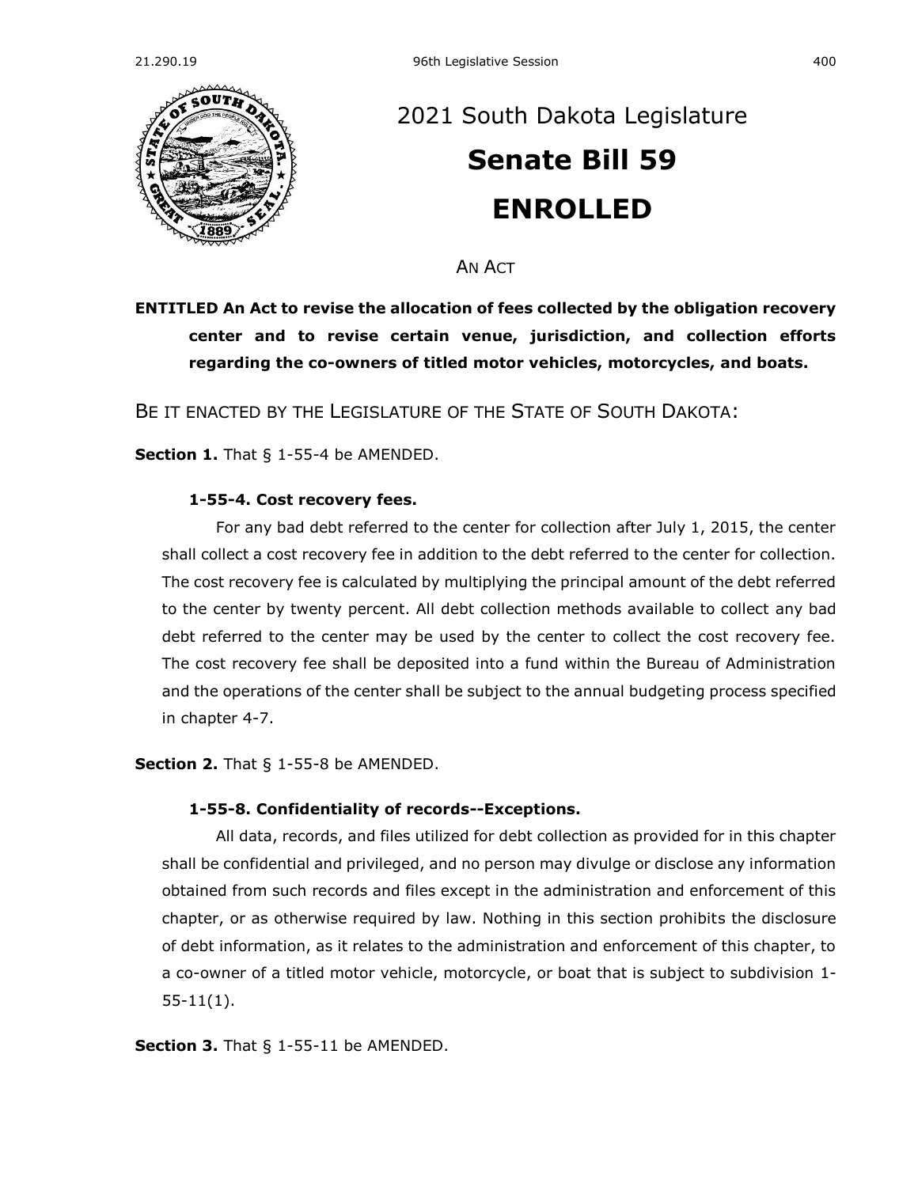# 2021 South Dakota Legislature

# Senate Bill 59

# ENROLLED

AN ACT

**ENTITLED An Act to revise the allocation of fees collected by the obligation recovery center and to revise certain venue, jurisdiction, and collection efforts regarding the co-owners of titled motor vehicles, motorcycles, and boats.**

BE IT ENACTED BY THE LEGISLATURE OF THE STATE OF SOUTH DAKOTA:

**Section 1.** That § 1-55-4 be AMENDED.

**1-55-4. Cost recovery fees.**

For any bad debt referred to the center for collection after July 1, 2015, the center shall collect a cost recovery fee in addition to the debt referred to the center for collection. The cost recovery fee is calculated by multiplying the principal amount of the debt referred to the center by twenty percent. All debt collection methods available to collect any bad debt referred to the center may be used by the center to collect the cost recovery fee. The cost recovery fee shall be deposited into a fund within the Bureau of Administration and the operations of the center shall be subject to the annual budgeting process specified in chapter 4-7.

**Section 2.** That § 1-55-8 be AMENDED.

**1-55-8. Confidentiality of records--Exceptions.**

All data, records, and files utilized for debt collection as provided for in this chapter shall be confidential and privileged, and no person may divulge or disclose any information obtained from such records and files except in the administration and enforcement of this chapter, or as otherwise required by law. Nothing in this section prohibits the disclosure of debt information, as it relates to the administration and enforcement of this chapter, to a co-owner of a titled motor vehicle, motorcycle, or boat that is subject to subdivision 1-55-11(1).

**Section 3.** That § 1-55-11 be AMENDED.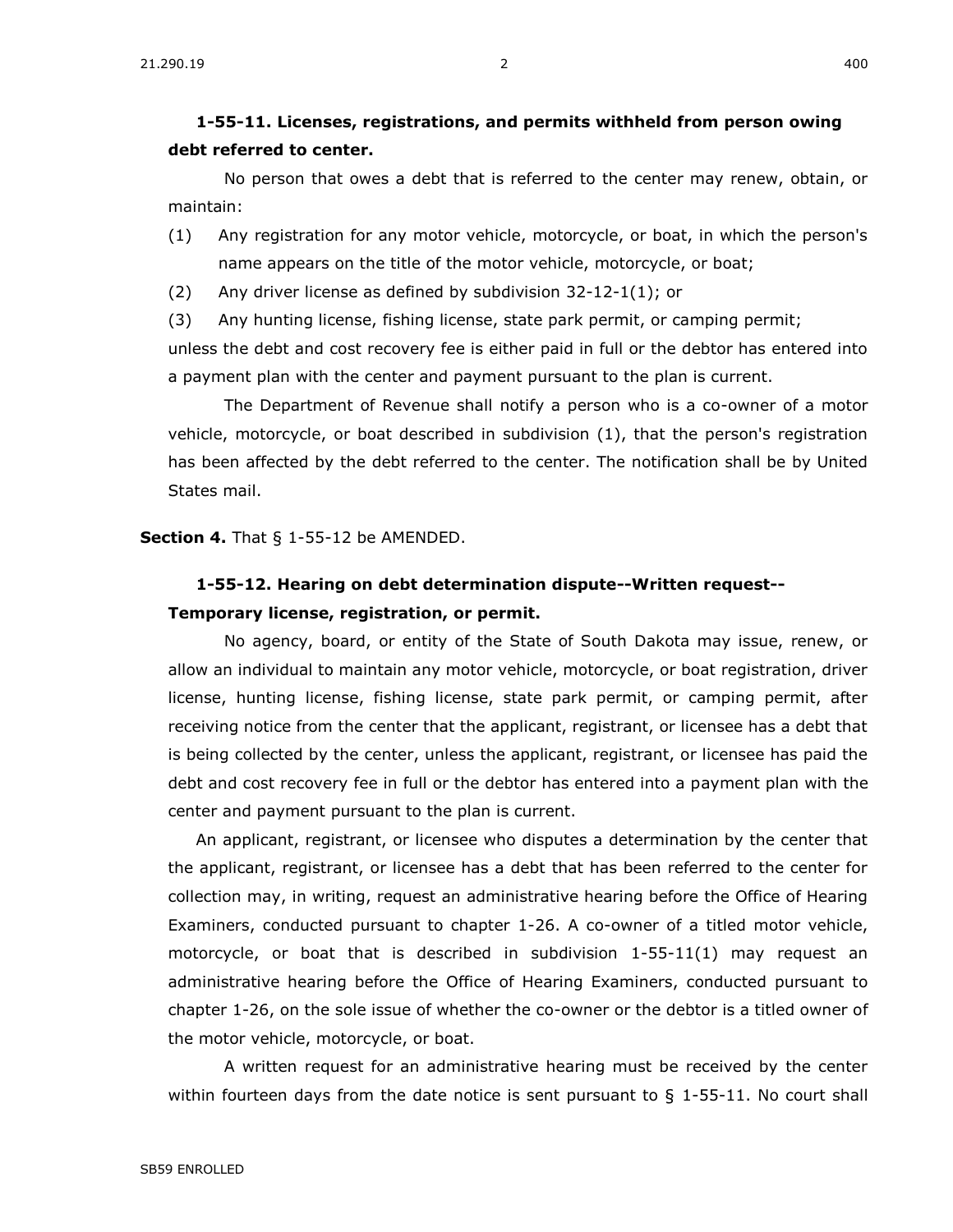**1-55-11. Licenses, registrations, and permits withheld from person owing debt referred to center.**

No person that owes a debt that is referred to the center may renew, obtain, or maintain:

(1) Any registration for any motor vehicle, motorcycle, or boat, in which the person's name appears on the title of the motor vehicle, motorcycle, or boat;

(2) Any driver license as defined by subdivision 32-12-1(1); or

(3) Any hunting license, fishing license, state park permit, or camping permit;

unless the debt and cost recovery fee is either paid in full or the debtor has entered into a payment plan with the center and payment pursuant to the plan is current.

The Department of Revenue shall notify a person who is a co-owner of a motor vehicle, motorcycle, or boat described in subdivision (1), that the person's registration has been affected by the debt referred to the center. The notification shall be by United States mail.

**Section 4.** That § 1-55-12 be AMENDED.

**1-55-12. Hearing on debt determination dispute--Written request--Temporary license, registration, or permit.**

No agency, board, or entity of the State of South Dakota may issue, renew, or allow an individual to maintain any motor vehicle, motorcycle, or boat registration, driver license, hunting license, fishing license, state park permit, or camping permit, after receiving notice from the center that the applicant, registrant, or licensee has a debt that is being collected by the center, unless the applicant, registrant, or licensee has paid the debt and cost recovery fee in full or the debtor has entered into a payment plan with the center and payment pursuant to the plan is current.

An applicant, registrant, or licensee who disputes a determination by the center that the applicant, registrant, or licensee has a debt that has been referred to the center for collection may, in writing, request an administrative hearing before the Office of Hearing Examiners, conducted pursuant to chapter 1-26. A co-owner of a titled motor vehicle, motorcycle, or boat that is described in subdivision 1-55-11(1) may request an administrative hearing before the Office of Hearing Examiners, conducted pursuant to chapter 1-26, on the sole issue of whether the co-owner or the debtor is a titled owner of the motor vehicle, motorcycle, or boat.

A written request for an administrative hearing must be received by the center within fourteen days from the date notice is sent pursuant to § 1-55-11. No court shall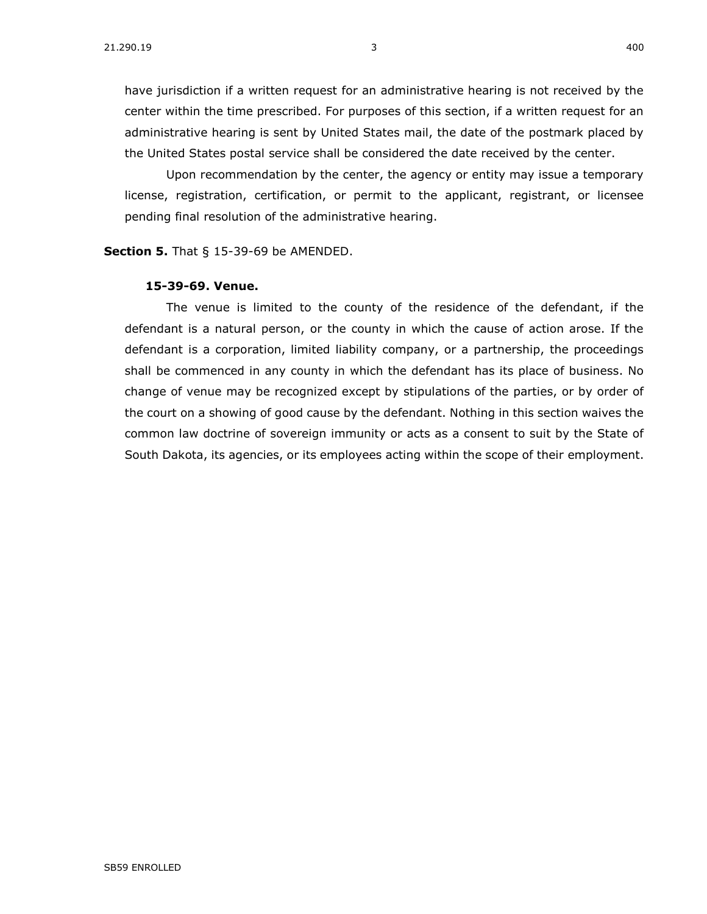have jurisdiction if a written request for an administrative hearing is not received by the center within the time prescribed. For purposes of this section, if a written request for an administrative hearing is sent by United States mail, the date of the postmark placed by the United States postal service shall be considered the date received by the center.

Upon recommendation by the center, the agency or entity may issue a temporary license, registration, certification, or permit to the applicant, registrant, or licensee pending final resolution of the administrative hearing.

**Section 5.** That § 15-39-69 be AMENDED.

**15-39-69. Venue.**

The venue is limited to the county of the residence of the defendant, if the defendant is a natural person, or the county in which the cause of action arose. If the defendant is a corporation, limited liability company, or a partnership, the proceedings shall be commenced in any county in which the defendant has its place of business. No change of venue may be recognized except by stipulations of the parties, or by order of the court on a showing of good cause by the defendant. Nothing in this section waives the common law doctrine of sovereign immunity or acts as a consent to suit by the State of South Dakota, its agencies, or its employees acting within the scope of their employment.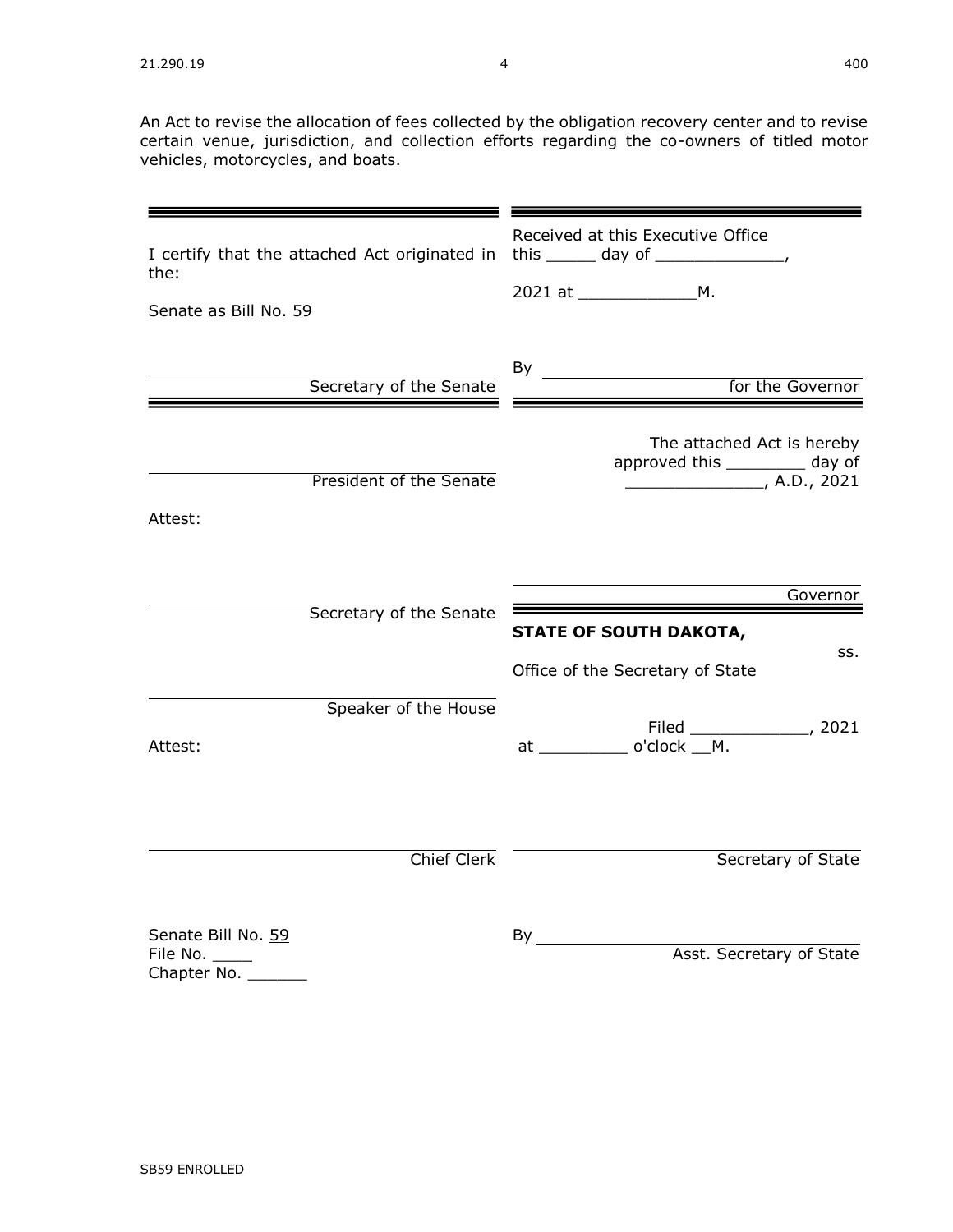An Act to revise the allocation of fees collected by the obligation recovery center and to revise certain venue, jurisdiction, and collection efforts regarding the co-owners of titled motor vehicles, motorcycles, and boats.

I certify that the attached Act originated in the:

Senate as Bill No. 59

\_\_\_\_\_\_\_\_\_\_\_\_\_\_\_\_\_\_\_\_\_\_\_\_\_\_\_\_
Secretary of the Senate

\_\_\_\_\_\_\_\_\_\_\_\_\_\_\_\_\_\_\_\_\_\_\_\_\_\_\_\_
President of the Senate

Attest:

\_\_\_\_\_\_\_\_\_\_\_\_\_\_\_\_\_\_\_\_\_\_\_\_\_\_\_\_
Secretary of the Senate

\_\_\_\_\_\_\_\_\_\_\_\_\_\_\_\_\_\_\_\_\_\_\_\_\_\_\_\_
Speaker of the House

Attest:

\_\_\_\_\_\_\_\_\_\_\_\_\_\_\_\_\_\_\_\_\_\_\_\_\_\_\_\_
Chief Clerk

Senate Bill No. 59
File No. \_\_\_\_
Chapter No. \_\_\_\_\_\_

Received at this Executive Office this \_\_\_\_\_ day of \_\_\_\_\_\_\_\_\_\_\_\_\_,

2021 at \_\_\_\_\_\_\_\_\_\_\_\_M.

By \_\_\_\_\_\_\_\_\_\_\_\_\_\_\_\_\_\_\_\_\_\_\_\_\_\_\_\_
for the Governor

The attached Act is hereby approved this \_\_\_\_\_\_\_\_ day of \_\_\_\_\_\_\_\_\_\_\_\_\_\_, A.D., 2021

\_\_\_\_\_\_\_\_\_\_\_\_\_\_\_\_\_\_\_\_\_\_\_\_\_\_\_\_
Governor

**STATE OF SOUTH DAKOTA,**

ss.

Office of the Secretary of State

Filed \_\_\_\_\_\_\_\_\_\_\_\_, 2021 at \_\_\_\_\_\_\_\_\_ o'clock \_\_M.

\_\_\_\_\_\_\_\_\_\_\_\_\_\_\_\_\_\_\_\_\_\_\_\_\_\_\_\_
Secretary of State

By \_\_\_\_\_\_\_\_\_\_\_\_\_\_\_\_\_\_\_\_\_\_\_\_\_\_\_\_
Asst. Secretary of State